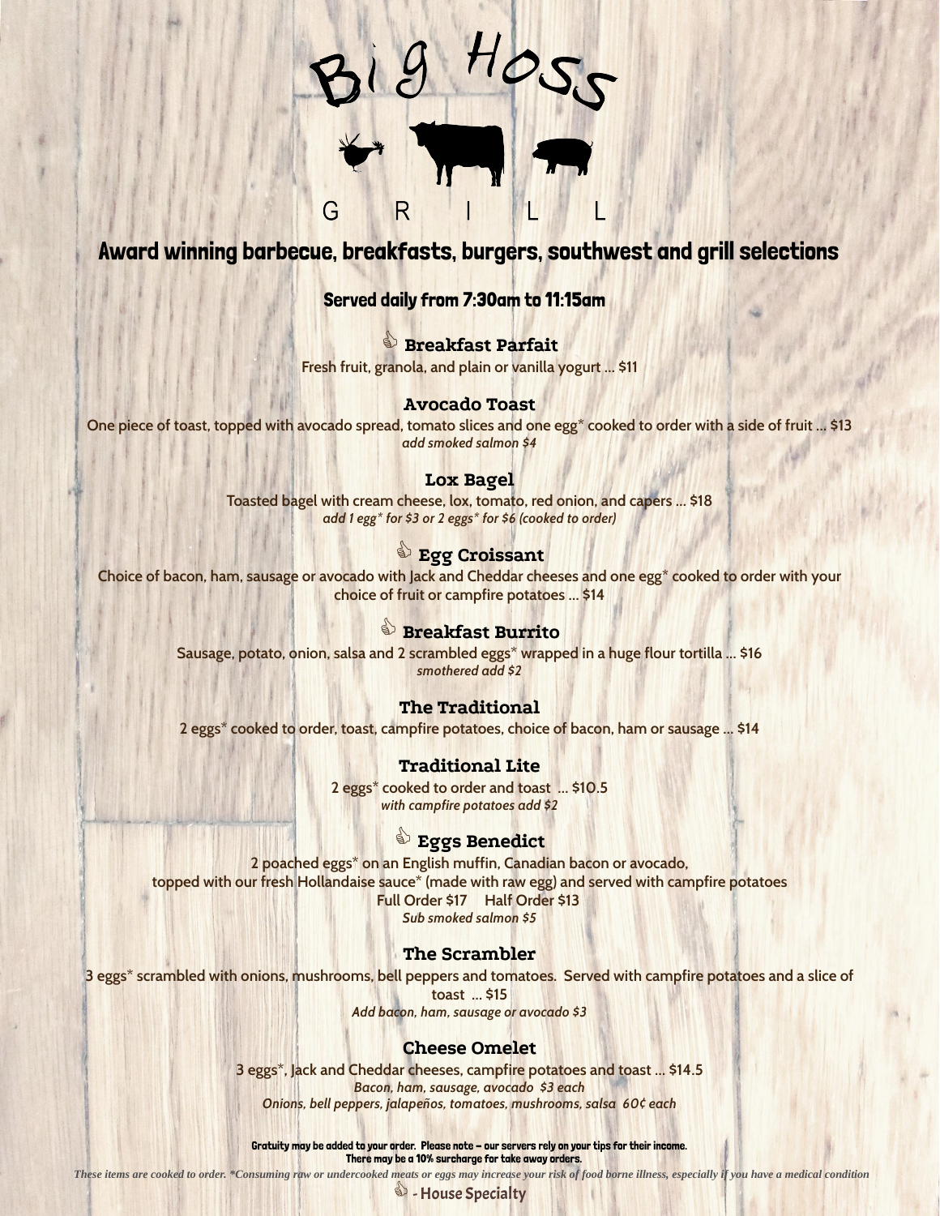# Big Hoss Grill

## Award winning barbecue, breakfasts, burgers, southwest and grill selections

### Served daily from 7:30am to 11:15am

### 👍 Breakfast Parfait

Fresh fruit, granola, and plain or vanilla yogurt … $11

### Avocado Toast

One piece of toast, topped with avocado spread, tomato slices and one egg* cooked to order with a side of fruit … $13

*add smoked salmon $4*

### Lox Bagel

Toasted bagel with cream cheese, lox, tomato, red onion, and capers … $18

*add 1 egg* for $3 or 2 eggs* for $6 (cooked to order)*

### 👍 Egg Croissant

Choice of bacon, ham, sausage or avocado with Jack and Cheddar cheeses and one egg* cooked to order with your choice of fruit or campfire potatoes … $14

### 👍 Breakfast Burrito

Sausage, potato, onion, salsa and 2 scrambled eggs* wrapped in a huge flour tortilla … $16

*smothered add $2*

### The Traditional

2 eggs* cooked to order, toast, campfire potatoes, choice of bacon, ham or sausage … $14

### Traditional Lite

2 eggs* cooked to order and toast … $10.5

*with campfire potatoes add $2*

### 👍 Eggs Benedict

2 poached eggs* on an English muffin, Canadian bacon or avocado,
topped with our fresh Hollandaise sauce* (made with raw egg) and served with campfire potatoes

Full Order $17 Half Order $13

*Sub smoked salmon $5*

### The Scrambler

3 eggs* scrambled with onions, mushrooms, bell peppers and tomatoes. Served with campfire potatoes and a slice of toast … $15

*Add bacon, ham, sausage or avocado $3*

### Cheese Omelet

3 eggs*, Jack and Cheddar cheeses, campfire potatoes and toast … $14.5

*Bacon, ham, sausage, avocado $3 each*

*Onions, bell peppers, jalapeños, tomatoes, mushrooms, salsa 60¢ each*

**Gratuity may be added to your order. Please note – our servers rely on your tips for their income.**
**There may be a 10% surcharge for take away orders.**

*These items are cooked to order. *Consuming raw or undercooked meats or eggs may increase your risk of food borne illness, especially if you have a medical condition*

👍 - House Specialty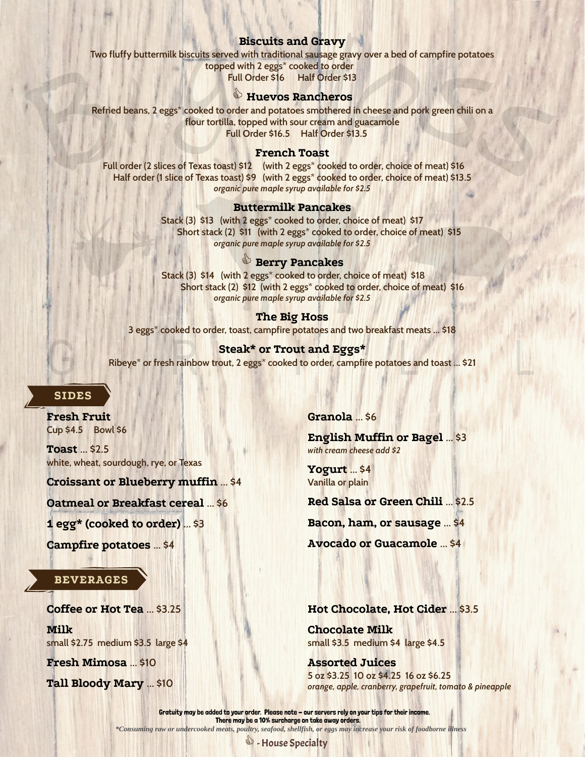### Biscuits and Gravy

Two fluffy buttermilk biscuits served with traditional sausage gravy over a bed of campfire potatoes topped with 2 eggs* cooked to order

Full Order $16 Half Order $13

### 👍 Huevos Rancheros

Refried beans, 2 eggs* cooked to order and potatoes smothered in cheese and pork green chili on a flour tortilla, topped with sour cream and guacamole

Full Order $16.5 Half Order $13.5

### French Toast

Full order (2 slices of Texas toast) $12 (with 2 eggs* cooked to order, choice of meat) $16

Half order (1 slice of Texas toast) $9 (with 2 eggs* cooked to order, choice of meat) $13.5

*organic pure maple syrup available for $2.5*

### Buttermilk Pancakes

Stack (3) $13 (with 2 eggs* cooked to order, choice of meat) $17

Short stack (2) $11 (with 2 eggs* cooked to order, choice of meat) $15

*organic pure maple syrup available for $2.5*

### 👍 Berry Pancakes

Stack (3) $14 (with 2 eggs* cooked to order, choice of meat) $18

Short stack (2) $12 (with 2 eggs* cooked to order, choice of meat) $16

*organic pure maple syrup available for $2.5*

### The Big Hoss

3 eggs* cooked to order, toast, campfire potatoes and two breakfast meats ... $18

### Steak* or Trout and Eggs*

Ribeye* or fresh rainbow trout, 2 eggs* cooked to order, campfire potatoes and toast ... $21

## SIDES

**Fresh Fruit**
Cup $4.5 Bowl $6

**Toast** ... $2.5
white, wheat, sourdough, rye, or Texas

**Croissant or Blueberry muffin** ... $4

**Oatmeal or Breakfast cereal** ... $6

**1 egg* (cooked to order)** ... $3

**Campfire potatoes** ... $4

**Granola** ... $6

**English Muffin or Bagel** ... $3
*with cream cheese add $2*

**Yogurt** ... $4
Vanilla or plain

**Red Salsa or Green Chili** ... $2.5

**Bacon, ham, or sausage** ... $4

**Avocado or Guacamole** ... $4

## BEVERAGES

**Coffee or Hot Tea** ... $3.25

**Milk**
small $2.75 medium $3.5 large $4

**Fresh Mimosa** ... $10

**Tall Bloody Mary** ... $10

**Hot Chocolate, Hot Cider** ... $3.5

**Chocolate Milk**
small $3.5 medium $4 large $4.5

**Assorted Juices**
5 oz $3.25 10 oz $4.25 16 oz $6.25
*orange, apple, cranberry, grapefruit, tomato & pineapple*

**Gratuity may be added to your order. Please note – our servers rely on your tips for their income.**
**There may be a 10% surcharge on take away orders.**

*\*Consuming raw or undercooked meats, poultry, seafood, shellfish, or eggs may increase your risk of foodborne illness*

👍 - House Specialty